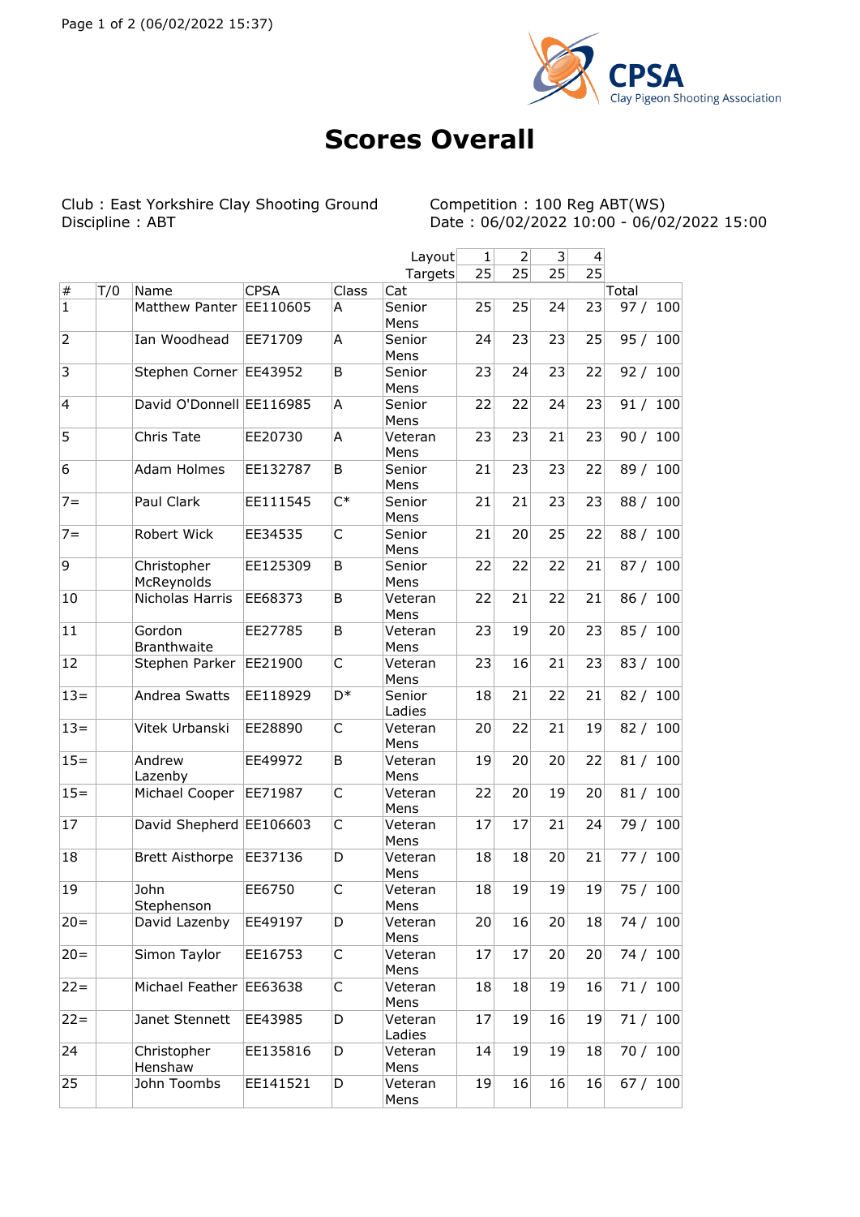CPSA
Clay Pigeon Shooting Association

# Scores Overall

Club : East Yorkshire Clay Shooting Ground
Discipline : ABT

Competition : 100 Reg ABT(WS)
Date : 06/02/2022 10:00 - 06/02/2022 15:00

| | | | | | Layout | 1 | 2 | 3 | 4 | |
|---|---|---|---|---|---|---|---|---|---|---|
| | | | | | Targets | 25 | 25 | 25 | 25 | |
| # | T/0 | Name | CPSA | Class | Cat | | | | | Total |
| 1 | | Matthew Panter | EE110605 | A | Senior Mens | 25 | 25 | 24 | 23 | 97 / 100 |
| 2 | | Ian Woodhead | EE71709 | A | Senior Mens | 24 | 23 | 23 | 25 | 95 / 100 |
| 3 | | Stephen Corner | EE43952 | B | Senior Mens | 23 | 24 | 23 | 22 | 92 / 100 |
| 4 | | David O'Donnell | EE116985 | A | Senior Mens | 22 | 22 | 24 | 23 | 91 / 100 |
| 5 | | Chris Tate | EE20730 | A | Veteran Mens | 23 | 23 | 21 | 23 | 90 / 100 |
| 6 | | Adam Holmes | EE132787 | B | Senior Mens | 21 | 23 | 23 | 22 | 89 / 100 |
| 7= | | Paul Clark | EE111545 | C* | Senior Mens | 21 | 21 | 23 | 23 | 88 / 100 |
| 7= | | Robert Wick | EE34535 | C | Senior Mens | 21 | 20 | 25 | 22 | 88 / 100 |
| 9 | | Christopher McReynolds | EE125309 | B | Senior Mens | 22 | 22 | 22 | 21 | 87 / 100 |
| 10 | | Nicholas Harris | EE68373 | B | Veteran Mens | 22 | 21 | 22 | 21 | 86 / 100 |
| 11 | | Gordon Branthwaite | EE27785 | B | Veteran Mens | 23 | 19 | 20 | 23 | 85 / 100 |
| 12 | | Stephen Parker | EE21900 | C | Veteran Mens | 23 | 16 | 21 | 23 | 83 / 100 |
| 13= | | Andrea Swatts | EE118929 | D* | Senior Ladies | 18 | 21 | 22 | 21 | 82 / 100 |
| 13= | | Vitek Urbanski | EE28890 | C | Veteran Mens | 20 | 22 | 21 | 19 | 82 / 100 |
| 15= | | Andrew Lazenby | EE49972 | B | Veteran Mens | 19 | 20 | 20 | 22 | 81 / 100 |
| 15= | | Michael Cooper | EE71987 | C | Veteran Mens | 22 | 20 | 19 | 20 | 81 / 100 |
| 17 | | David Shepherd | EE106603 | C | Veteran Mens | 17 | 17 | 21 | 24 | 79 / 100 |
| 18 | | Brett Aisthorpe | EE37136 | D | Veteran Mens | 18 | 18 | 20 | 21 | 77 / 100 |
| 19 | | John Stephenson | EE6750 | C | Veteran Mens | 18 | 19 | 19 | 19 | 75 / 100 |
| 20= | | David Lazenby | EE49197 | D | Veteran Mens | 20 | 16 | 20 | 18 | 74 / 100 |
| 20= | | Simon Taylor | EE16753 | C | Veteran Mens | 17 | 17 | 20 | 20 | 74 / 100 |
| 22= | | Michael Feather | EE63638 | C | Veteran Mens | 18 | 18 | 19 | 16 | 71 / 100 |
| 22= | | Janet Stennett | EE43985 | D | Veteran Ladies | 17 | 19 | 16 | 19 | 71 / 100 |
| 24 | | Christopher Henshaw | EE135816 | D | Veteran Mens | 14 | 19 | 19 | 18 | 70 / 100 |
| 25 | | John Toombs | EE141521 | D | Veteran Mens | 19 | 16 | 16 | 16 | 67 / 100 |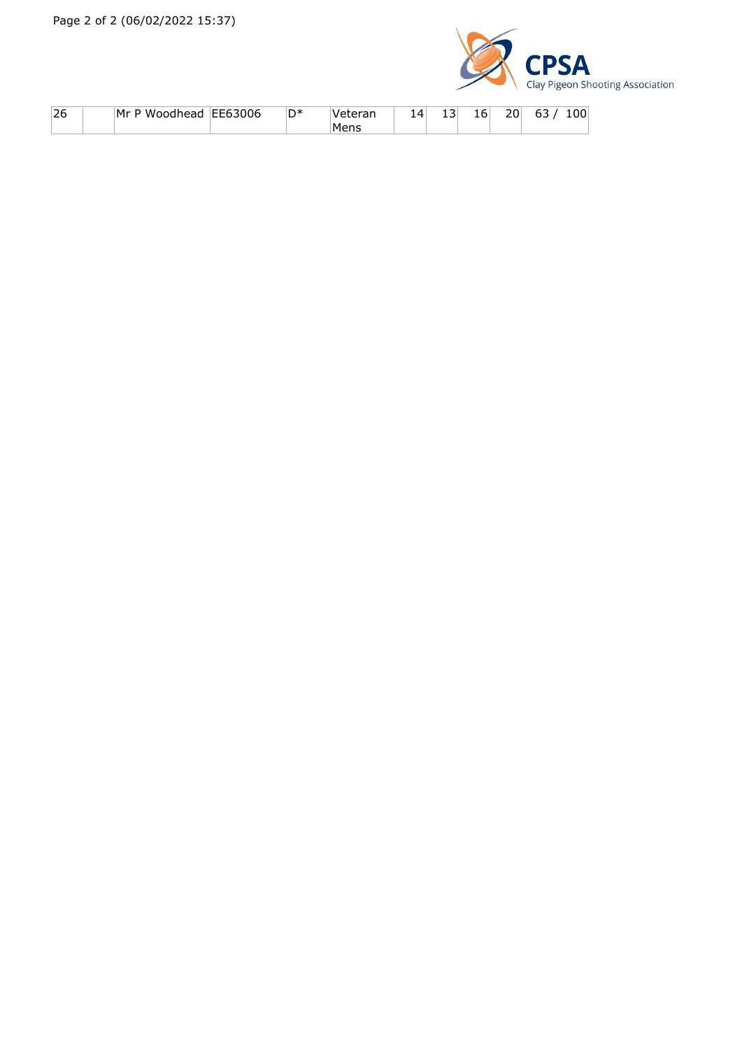| | | | | | | | | | | |
|---|---|---|---|---|---|---|---|---|---|---|
| 26 | | Mr P Woodhead | EE63006 | D* | Veteran Mens | 14 | 13 | 16 | 20 | 63 / 100 |